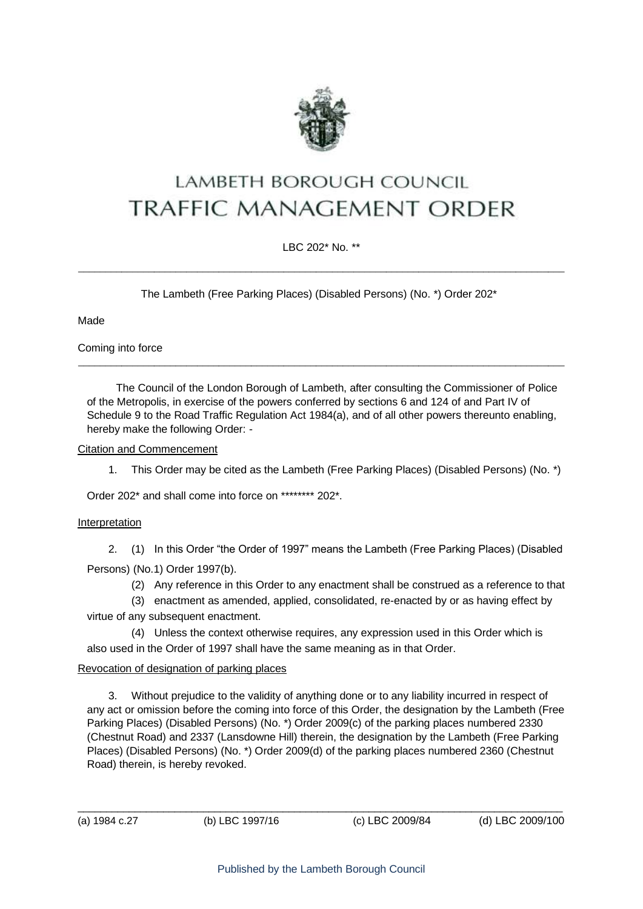# LAMBETH BOROUGH COUNCIL

# TRAFFIC MANAGEMENT ORDER

LBC 202* No. **

---

The Lambeth (Free Parking Places) (Disabled Persons) (No. *) Order 202*

Made

Coming into force

---

The Council of the London Borough of Lambeth, after consulting the Commissioner of Police of the Metropolis, in exercise of the powers conferred by sections 6 and 124 of and Part IV of Schedule 9 to the Road Traffic Regulation Act 1984(a), and of all other powers thereunto enabling, hereby make the following Order: -

Citation and Commencement

1. This Order may be cited as the Lambeth (Free Parking Places) (Disabled Persons) (No. *) Order 202* and shall come into force on ******** 202*.

Interpretation

2. (1) In this Order "the Order of 1997" means the Lambeth (Free Parking Places) (Disabled Persons) (No.1) Order 1997(b).

(2) Any reference in this Order to any enactment shall be construed as a reference to that

(3) enactment as amended, applied, consolidated, re-enacted by or as having effect by virtue of any subsequent enactment.

(4) Unless the context otherwise requires, any expression used in this Order which is also used in the Order of 1997 shall have the same meaning as in that Order.

Revocation of designation of parking places

3. Without prejudice to the validity of anything done or to any liability incurred in respect of any act or omission before the coming into force of this Order, the designation by the Lambeth (Free Parking Places) (Disabled Persons) (No. *) Order 2009(c) of the parking places numbered 2330 (Chestnut Road) and 2337 (Lansdowne Hill) therein, the designation by the Lambeth (Free Parking Places) (Disabled Persons) (No. *) Order 2009(d) of the parking places numbered 2360 (Chestnut Road) therein, is hereby revoked.

---

(a) 1984 c.27 (b) LBC 1997/16 (c) LBC 2009/84 (d) LBC 2009/100

Published by the Lambeth Borough Council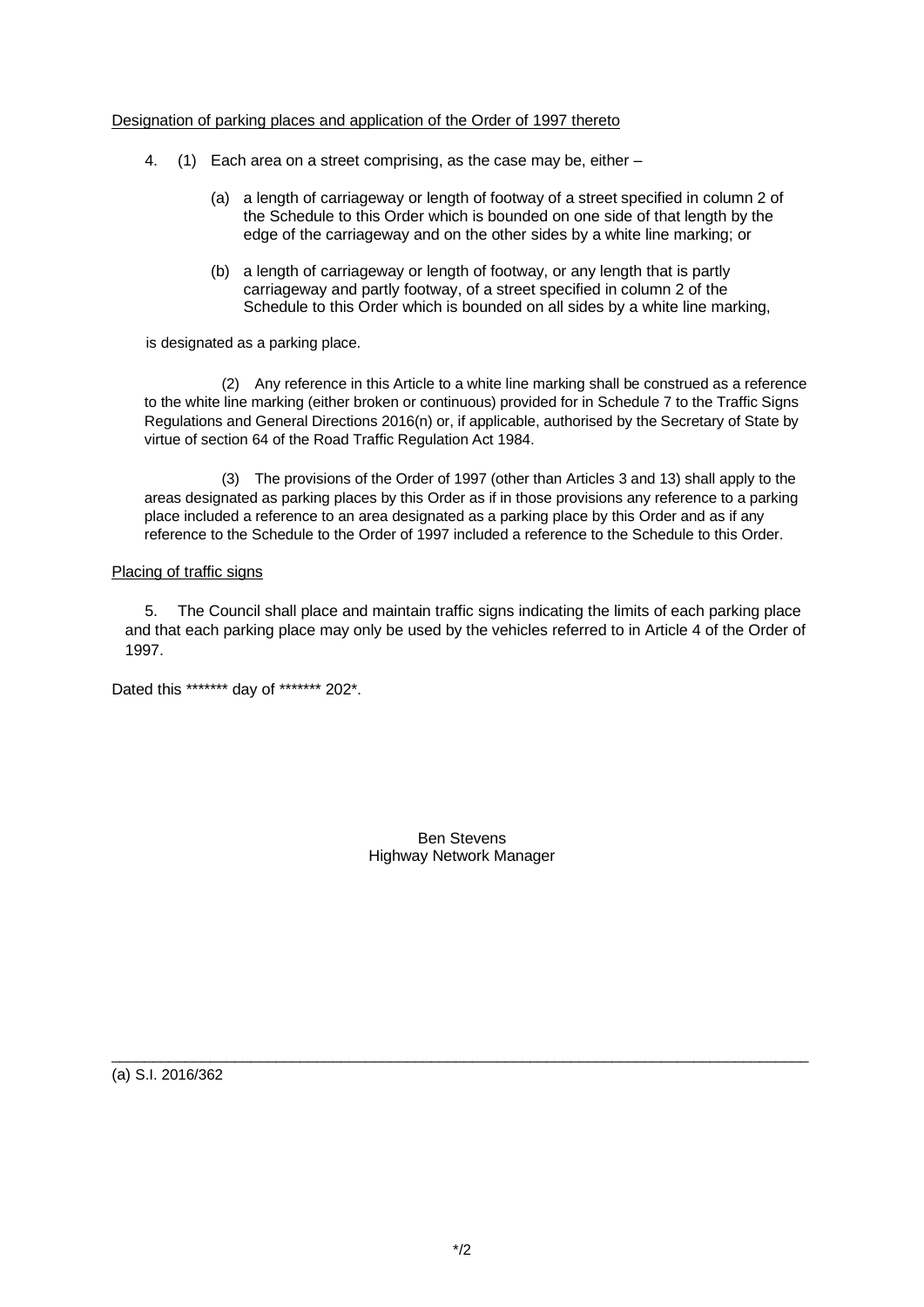Designation of parking places and application of the Order of 1997 thereto

4. (1) Each area on a street comprising, as the case may be, either –

   (a) a length of carriageway or length of footway of a street specified in column 2 of the Schedule to this Order which is bounded on one side of that length by the edge of the carriageway and on the other sides by a white line marking; or

   (b) a length of carriageway or length of footway, or any length that is partly carriageway and partly footway, of a street specified in column 2 of the Schedule to this Order which is bounded on all sides by a white line marking,

is designated as a parking place.

(2) Any reference in this Article to a white line marking shall be construed as a reference to the white line marking (either broken or continuous) provided for in Schedule 7 to the Traffic Signs Regulations and General Directions 2016(n) or, if applicable, authorised by the Secretary of State by virtue of section 64 of the Road Traffic Regulation Act 1984.

(3) The provisions of the Order of 1997 (other than Articles 3 and 13) shall apply to the areas designated as parking places by this Order as if in those provisions any reference to a parking place included a reference to an area designated as a parking place by this Order and as if any reference to the Schedule to the Order of 1997 included a reference to the Schedule to this Order.

Placing of traffic signs

5. The Council shall place and maintain traffic signs indicating the limits of each parking place and that each parking place may only be used by the vehicles referred to in Article 4 of the Order of 1997.

Dated this ******* day of ******* 202*.

Ben Stevens
Highway Network Manager

---

(a) S.I. 2016/362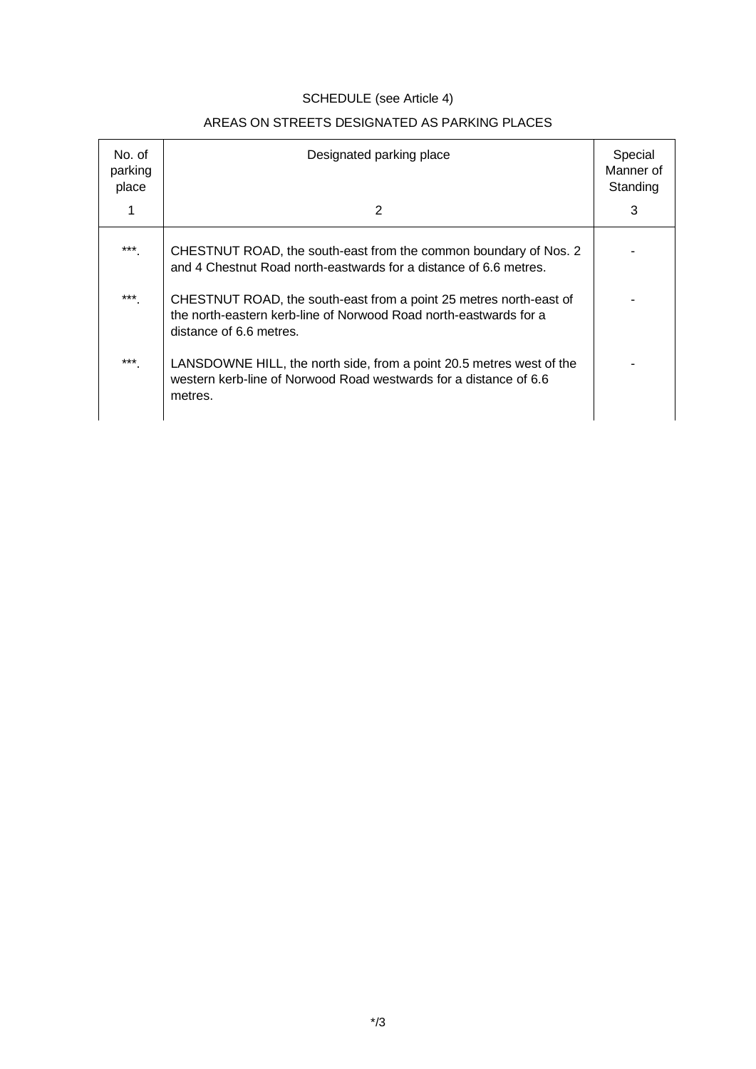SCHEDULE (see Article 4)

AREAS ON STREETS DESIGNATED AS PARKING PLACES

| No. of parking place | Designated parking place | Special Manner of Standing |
| --- | --- | --- |
| 1 | 2 | 3 |
| ***. | CHESTNUT ROAD, the south-east from the common boundary of Nos. 2 and 4 Chestnut Road north-eastwards for a distance of 6.6 metres. | - |
| ***. | CHESTNUT ROAD, the south-east from a point 25 metres north-east of the north-eastern kerb-line of Norwood Road north-eastwards for a distance of 6.6 metres. | - |
| ***. | LANSDOWNE HILL, the north side, from a point 20.5 metres west of the western kerb-line of Norwood Road westwards for a distance of 6.6 metres. | - |

*/3